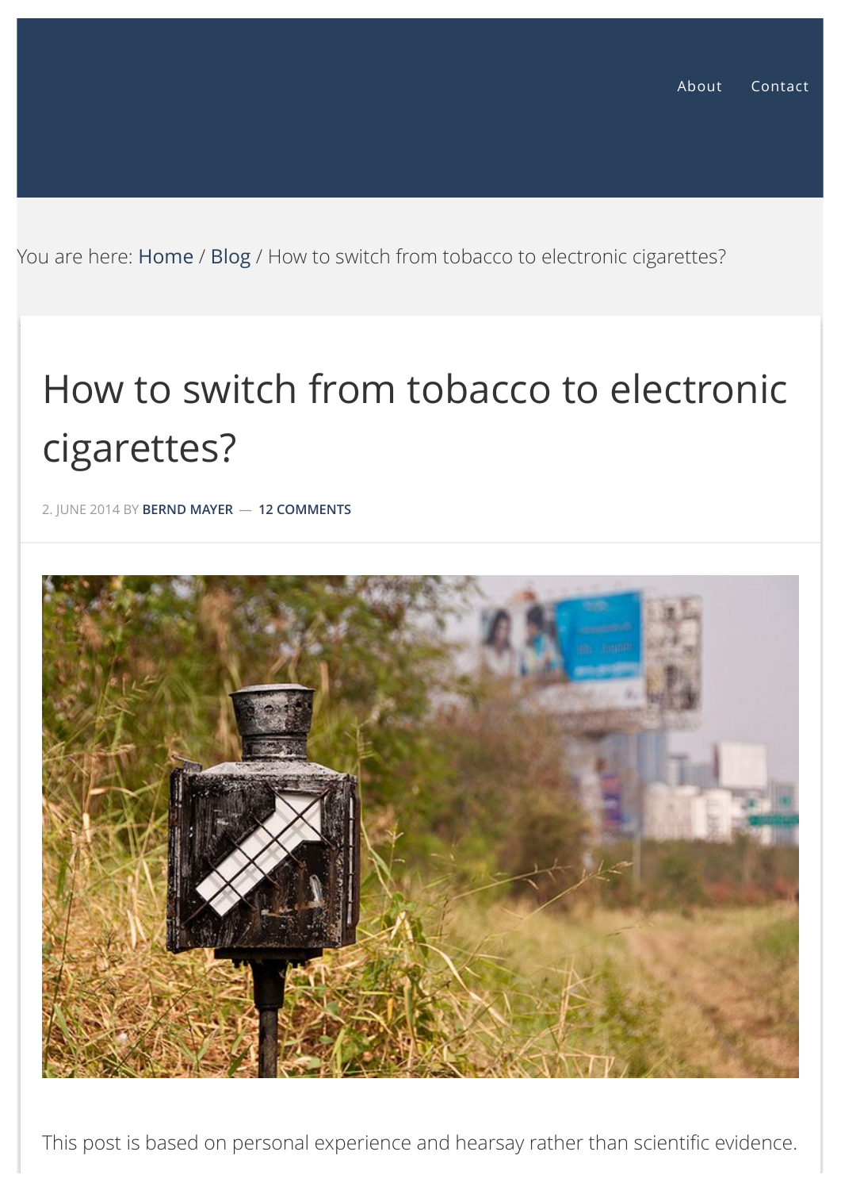About Contact

You are here: Home / Blog / How to switch from tobacco to electronic cigarettes?

# How to switch from tobacco to electronic cigarettes?

2. JUNE 2014 BY **BERND MAYER** — **12 COMMENTS**

This post is based on personal experience and hearsay rather than scientific evidence.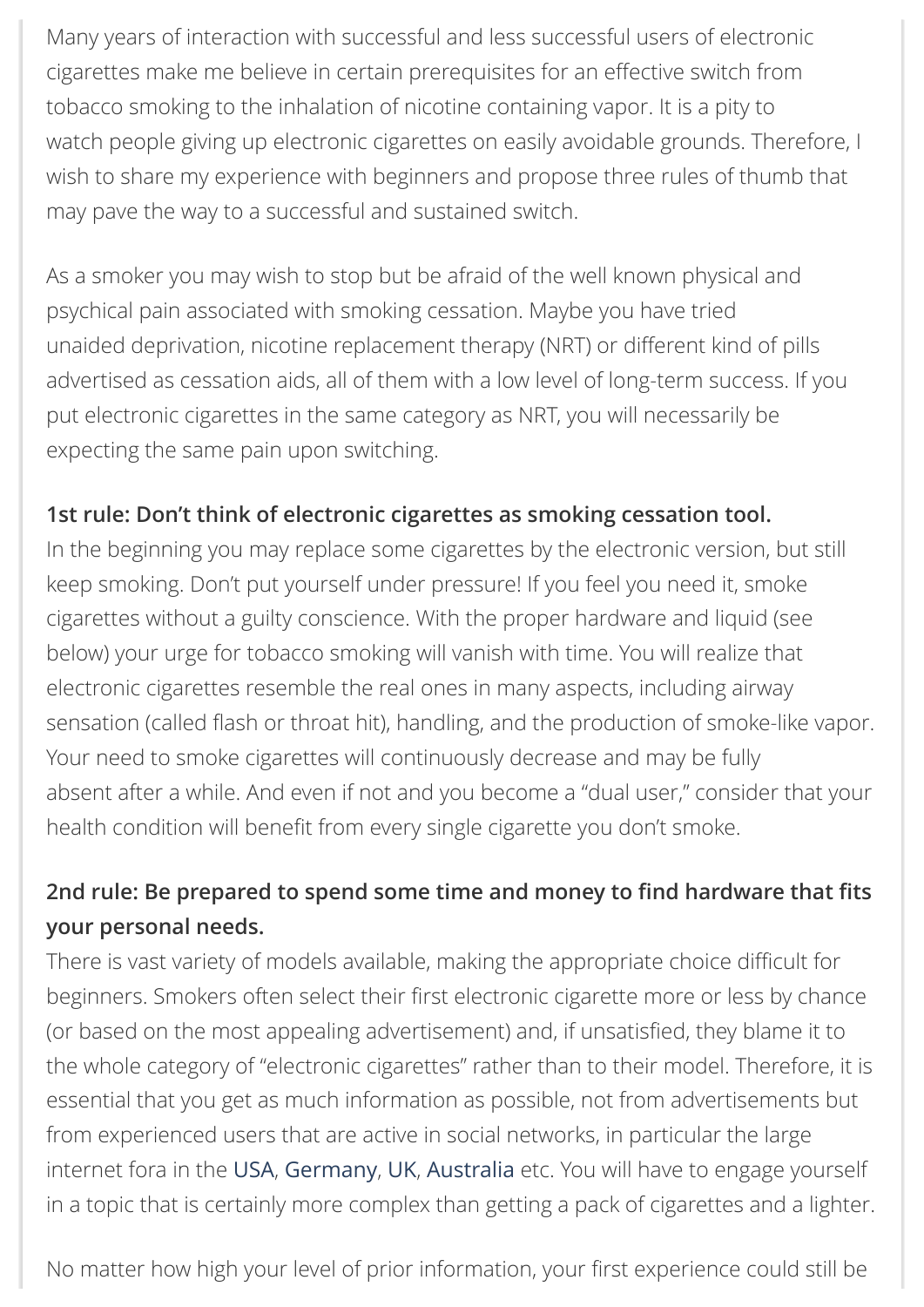Many years of interaction with successful and less successful users of electronic cigarettes make me believe in certain prerequisites for an effective switch from tobacco smoking to the inhalation of nicotine containing vapor. It is a pity to watch people giving up electronic cigarettes on easily avoidable grounds. Therefore, I wish to share my experience with beginners and propose three rules of thumb that may pave the way to a successful and sustained switch.

As a smoker you may wish to stop but be afraid of the well known physical and psychical pain associated with smoking cessation. Maybe you have tried unaided deprivation, nicotine replacement therapy (NRT) or different kind of pills advertised as cessation aids, all of them with a low level of long-term success. If you put electronic cigarettes in the same category as NRT, you will necessarily be expecting the same pain upon switching.

**1st rule: Don't think of electronic cigarettes as smoking cessation tool.**
In the beginning you may replace some cigarettes by the electronic version, but still keep smoking. Don't put yourself under pressure! If you feel you need it, smoke cigarettes without a guilty conscience. With the proper hardware and liquid (see below) your urge for tobacco smoking will vanish with time. You will realize that electronic cigarettes resemble the real ones in many aspects, including airway sensation (called flash or throat hit), handling, and the production of smoke-like vapor. Your need to smoke cigarettes will continuously decrease and may be fully absent after a while. And even if not and you become a "dual user," consider that your health condition will benefit from every single cigarette you don't smoke.

**2nd rule: Be prepared to spend some time and money to find hardware that fits your personal needs.**
There is vast variety of models available, making the appropriate choice difficult for beginners. Smokers often select their first electronic cigarette more or less by chance (or based on the most appealing advertisement) and, if unsatisfied, they blame it to the whole category of "electronic cigarettes" rather than to their model. Therefore, it is essential that you get as much information as possible, not from advertisements but from experienced users that are active in social networks, in particular the large internet fora in the USA, Germany, UK, Australia etc. You will have to engage yourself in a topic that is certainly more complex than getting a pack of cigarettes and a lighter.

No matter how high your level of prior information, your first experience could still be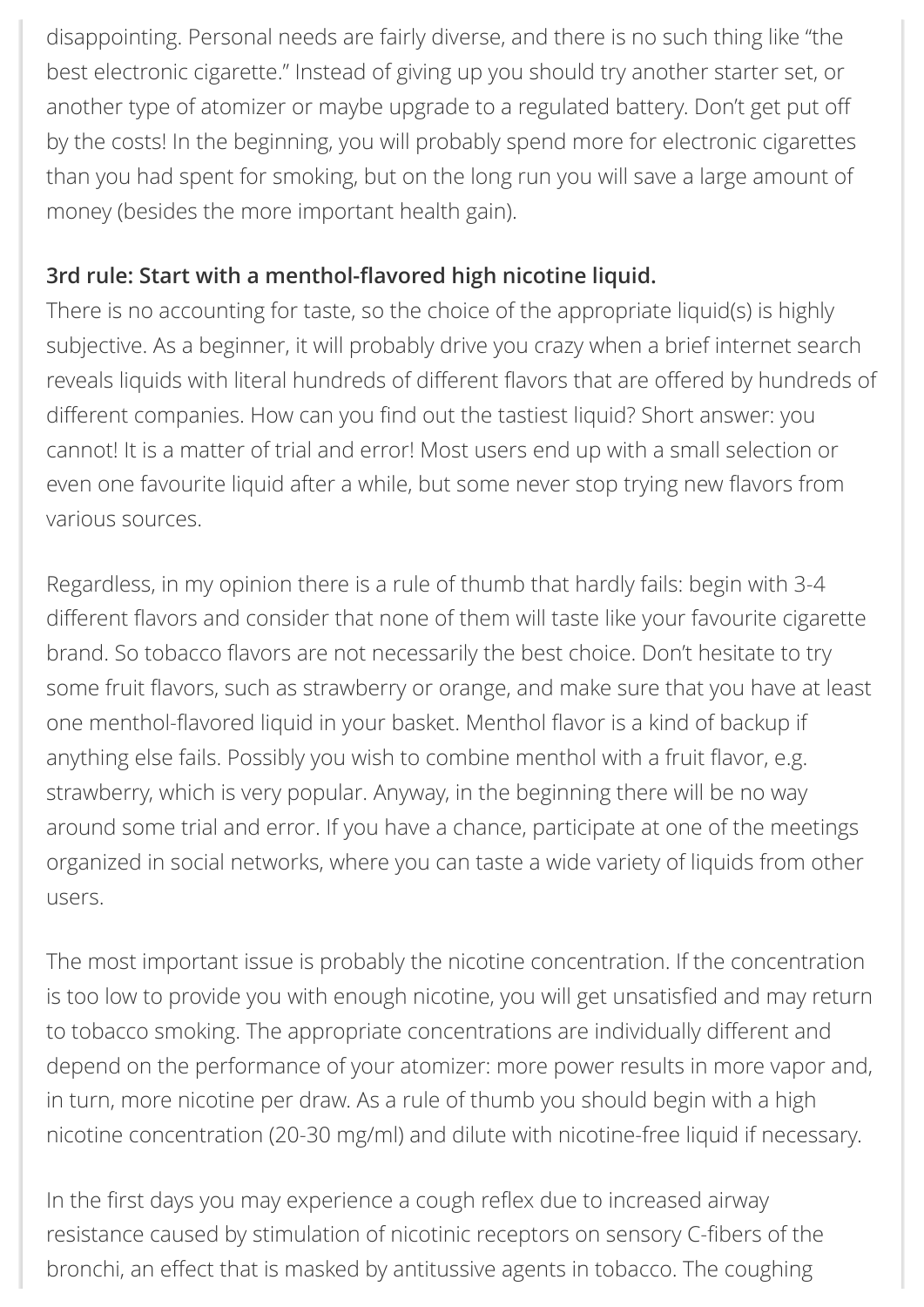disappointing. Personal needs are fairly diverse, and there is no such thing like "the best electronic cigarette." Instead of giving up you should try another starter set, or another type of atomizer or maybe upgrade to a regulated battery. Don't get put off by the costs! In the beginning, you will probably spend more for electronic cigarettes than you had spent for smoking, but on the long run you will save a large amount of money (besides the more important health gain).

**3rd rule: Start with a menthol-flavored high nicotine liquid.**
There is no accounting for taste, so the choice of the appropriate liquid(s) is highly subjective. As a beginner, it will probably drive you crazy when a brief internet search reveals liquids with literal hundreds of different flavors that are offered by hundreds of different companies. How can you find out the tastiest liquid? Short answer: you cannot! It is a matter of trial and error! Most users end up with a small selection or even one favourite liquid after a while, but some never stop trying new flavors from various sources.

Regardless, in my opinion there is a rule of thumb that hardly fails: begin with 3-4 different flavors and consider that none of them will taste like your favourite cigarette brand. So tobacco flavors are not necessarily the best choice. Don't hesitate to try some fruit flavors, such as strawberry or orange, and make sure that you have at least one menthol-flavored liquid in your basket. Menthol flavor is a kind of backup if anything else fails. Possibly you wish to combine menthol with a fruit flavor, e.g. strawberry, which is very popular. Anyway, in the beginning there will be no way around some trial and error. If you have a chance, participate at one of the meetings organized in social networks, where you can taste a wide variety of liquids from other users.

The most important issue is probably the nicotine concentration. If the concentration is too low to provide you with enough nicotine, you will get unsatisfied and may return to tobacco smoking. The appropriate concentrations are individually different and depend on the performance of your atomizer: more power results in more vapor and, in turn, more nicotine per draw. As a rule of thumb you should begin with a high nicotine concentration (20-30 mg/ml) and dilute with nicotine-free liquid if necessary.

In the first days you may experience a cough reflex due to increased airway resistance caused by stimulation of nicotinic receptors on sensory C-fibers of the bronchi, an effect that is masked by antitussive agents in tobacco. The coughing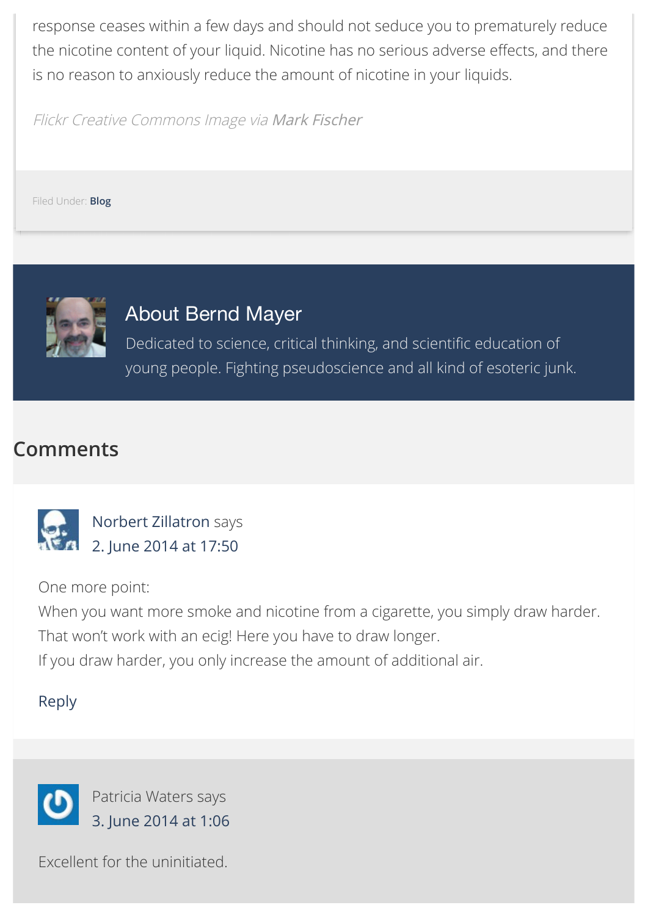response ceases within a few days and should not seduce you to prematurely reduce the nicotine content of your liquid. Nicotine has no serious adverse effects, and there is no reason to anxiously reduce the amount of nicotine in your liquids.

*Flickr Creative Commons Image via Mark Fischer*

Filed Under: **Blog**

### About Bernd Mayer

Dedicated to science, critical thinking, and scientific education of young people. Fighting pseudoscience and all kind of esoteric junk.

## Comments

Norbert Zillatron says
2. June 2014 at 17:50

One more point:
When you want more smoke and nicotine from a cigarette, you simply draw harder.
That won't work with an ecig! Here you have to draw longer.
If you draw harder, you only increase the amount of additional air.

Reply

Patricia Waters says
3. June 2014 at 1:06

Excellent for the uninitiated.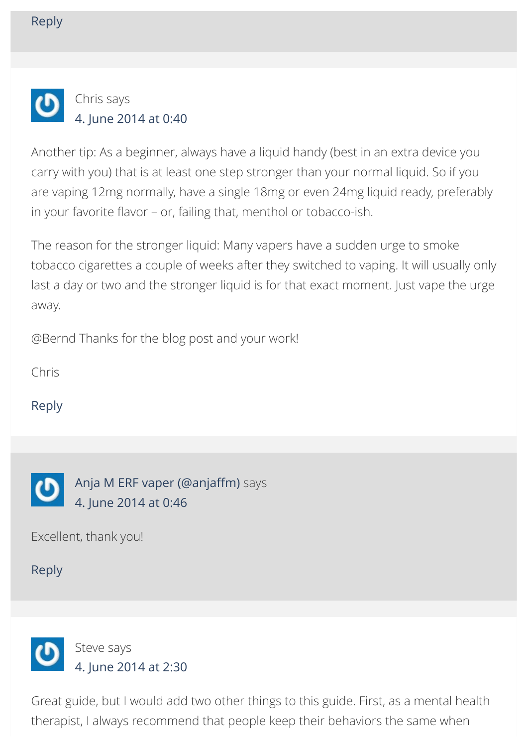Reply

Chris says
4. June 2014 at 0:40

Another tip: As a beginner, always have a liquid handy (best in an extra device you carry with you) that is at least one step stronger than your normal liquid. So if you are vaping 12mg normally, have a single 18mg or even 24mg liquid ready, preferably in your favorite flavor – or, failing that, menthol or tobacco-ish.

The reason for the stronger liquid: Many vapers have a sudden urge to smoke tobacco cigarettes a couple of weeks after they switched to vaping. It will usually only last a day or two and the stronger liquid is for that exact moment. Just vape the urge away.

@Bernd Thanks for the blog post and your work!

Chris

Reply

Anja M ERF vaper (@anjaffm) says
4. June 2014 at 0:46

Excellent, thank you!

Reply

Steve says
4. June 2014 at 2:30

Great guide, but I would add two other things to this guide. First, as a mental health therapist, I always recommend that people keep their behaviors the same when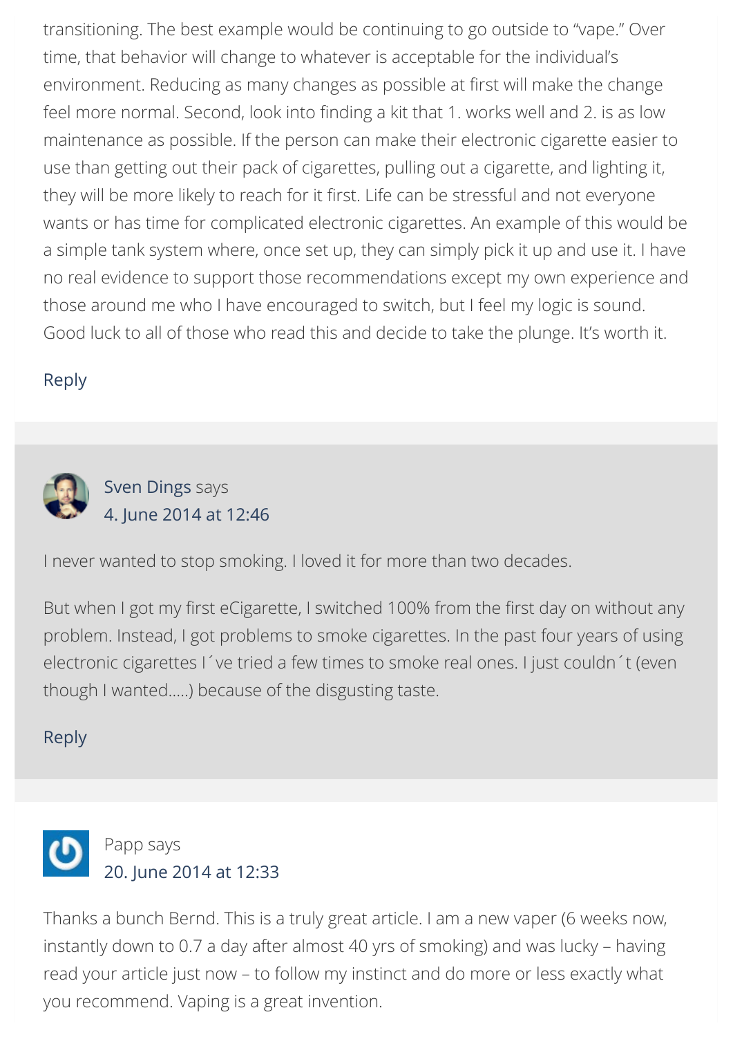transitioning. The best example would be continuing to go outside to "vape." Over time, that behavior will change to whatever is acceptable for the individual's environment. Reducing as many changes as possible at first will make the change feel more normal. Second, look into finding a kit that 1. works well and 2. is as low maintenance as possible. If the person can make their electronic cigarette easier to use than getting out their pack of cigarettes, pulling out a cigarette, and lighting it, they will be more likely to reach for it first. Life can be stressful and not everyone wants or has time for complicated electronic cigarettes. An example of this would be a simple tank system where, once set up, they can simply pick it up and use it. I have no real evidence to support those recommendations except my own experience and those around me who I have encouraged to switch, but I feel my logic is sound. Good luck to all of those who read this and decide to take the plunge. It's worth it.

Reply

Sven Dings says
4. June 2014 at 12:46

I never wanted to stop smoking. I loved it for more than two decades.

But when I got my first eCigarette, I switched 100% from the first day on without any problem. Instead, I got problems to smoke cigarettes. In the past four years of using electronic cigarettes I´ve tried a few times to smoke real ones. I just couldn´t (even though I wanted.....) because of the disgusting taste.

Reply

Papp says
20. June 2014 at 12:33

Thanks a bunch Bernd. This is a truly great article. I am a new vaper (6 weeks now, instantly down to 0.7 a day after almost 40 yrs of smoking) and was lucky – having read your article just now – to follow my instinct and do more or less exactly what you recommend. Vaping is a great invention.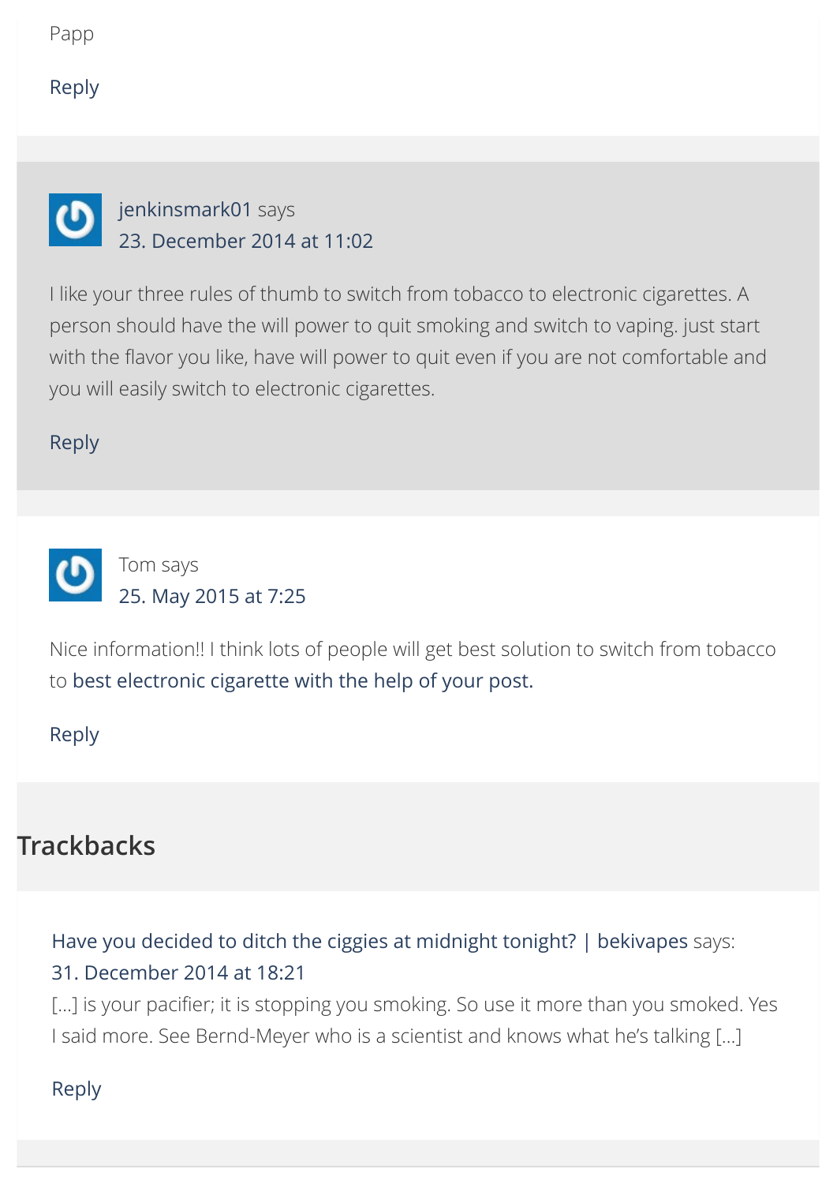Papp

Reply

jenkinsmark01 says
23. December 2014 at 11:02

I like your three rules of thumb to switch from tobacco to electronic cigarettes. A person should have the will power to quit smoking and switch to vaping. just start with the flavor you like, have will power to quit even if you are not comfortable and you will easily switch to electronic cigarettes.

Reply

Tom says
25. May 2015 at 7:25

Nice information!! I think lots of people will get best solution to switch from tobacco to best electronic cigarette with the help of your post.

Reply

## Trackbacks

Have you decided to ditch the ciggies at midnight tonight? | bekivapes says:
31. December 2014 at 18:21
[…] is your pacifier; it is stopping you smoking. So use it more than you smoked. Yes I said more. See Bernd-Meyer who is a scientist and knows what he's talking […]

Reply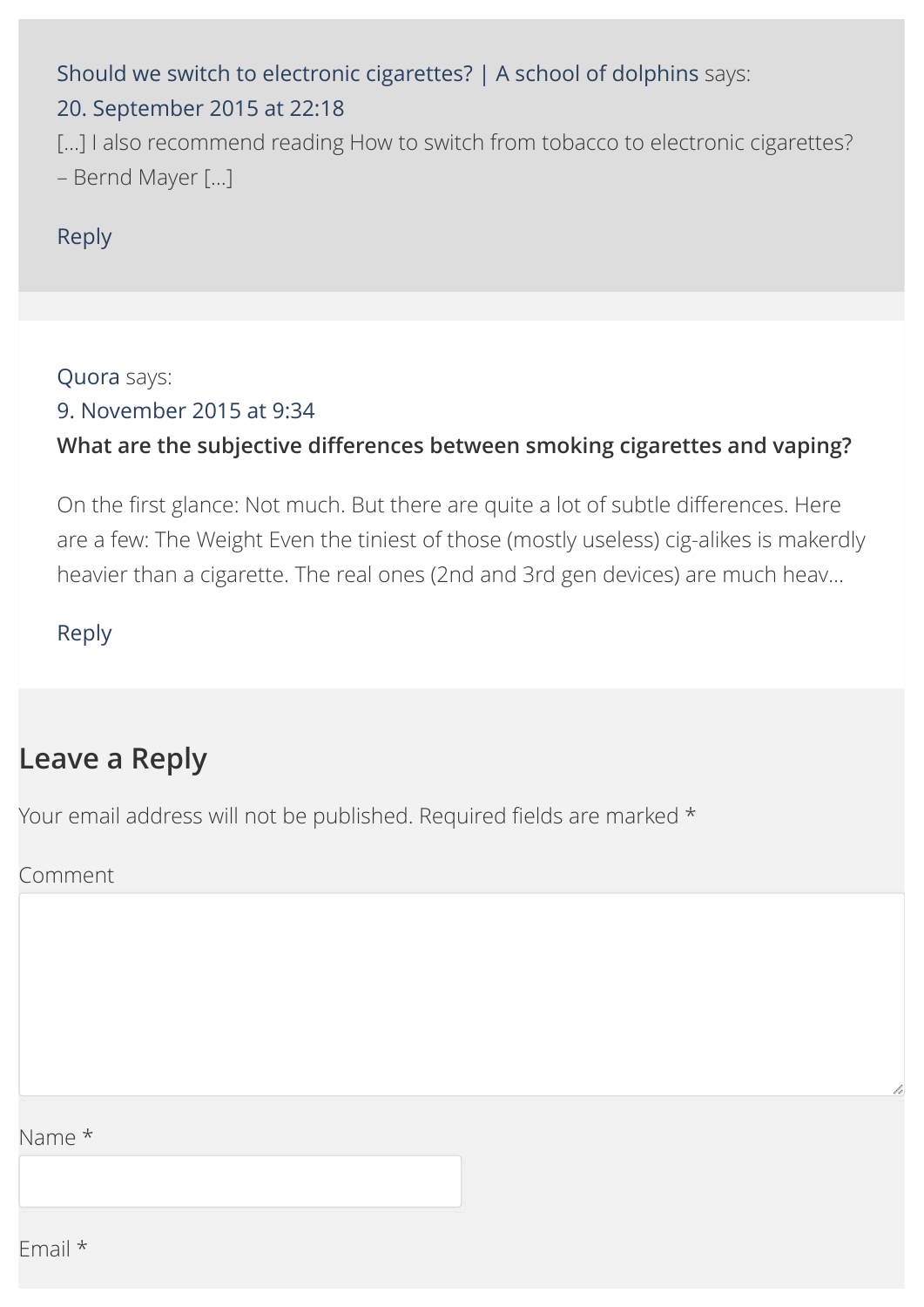Should we switch to electronic cigarettes? | A school of dolphins says:
20. September 2015 at 22:18
[…] I also recommend reading How to switch from tobacco to electronic cigarettes? – Bernd Mayer […]

Reply

Quora says:
9. November 2015 at 9:34
**What are the subjective differences between smoking cigarettes and vaping?**

On the first glance: Not much. But there are quite a lot of subtle differences. Here are a few: The Weight Even the tiniest of those (mostly useless) cig-alikes is makerdly heavier than a cigarette. The real ones (2nd and 3rd gen devices) are much heav…

Reply

## Leave a Reply

Your email address will not be published. Required fields are marked *

Comment

Name *

Email *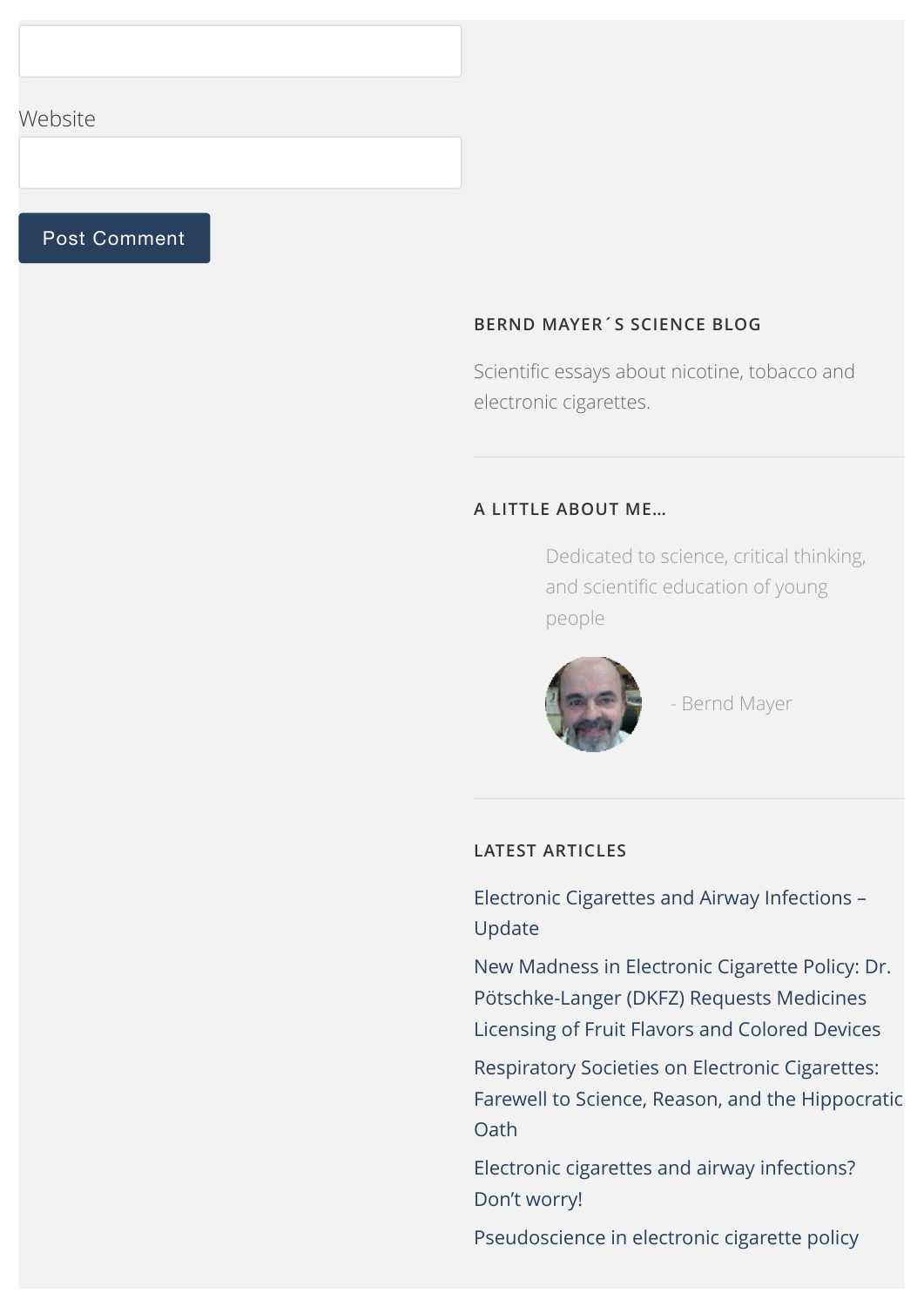Website

Post Comment

### BERND MAYER´S SCIENCE BLOG

Scientific essays about nicotine, tobacco and electronic cigarettes.

### A LITTLE ABOUT ME...

Dedicated to science, critical thinking, and scientific education of young people

- Bernd Mayer

### LATEST ARTICLES

Electronic Cigarettes and Airway Infections – Update

New Madness in Electronic Cigarette Policy: Dr. Pötschke-Langer (DKFZ) Requests Medicines Licensing of Fruit Flavors and Colored Devices

Respiratory Societies on Electronic Cigarettes: Farewell to Science, Reason, and the Hippocratic Oath

Electronic cigarettes and airway infections? Don’t worry!

Pseudoscience in electronic cigarette policy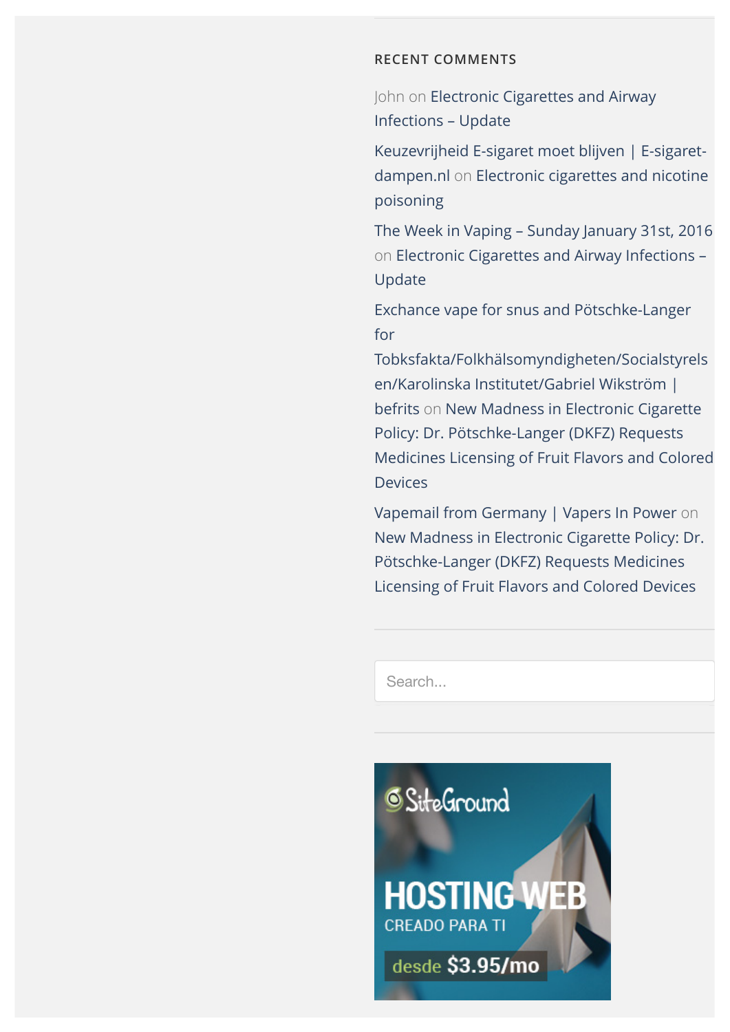## RECENT COMMENTS

John on Electronic Cigarettes and Airway Infections – Update

Keuzevrijheid E-sigaret moet blijven | E-sigaret-dampen.nl on Electronic cigarettes and nicotine poisoning

The Week in Vaping – Sunday January 31st, 2016 on Electronic Cigarettes and Airway Infections – Update

Exchance vape for snus and Pötschke-Langer for Tobksfakta/Folkhälsomyndigheten/Socialstyrelsen/Karolinska Institutet/Gabriel Wikström | befrits on New Madness in Electronic Cigarette Policy: Dr. Pötschke-Langer (DKFZ) Requests Medicines Licensing of Fruit Flavors and Colored Devices

Vapemail from Germany | Vapers In Power on New Madness in Electronic Cigarette Policy: Dr. Pötschke-Langer (DKFZ) Requests Medicines Licensing of Fruit Flavors and Colored Devices

Search...

SiteGround

HOSTING WEB

CREADO PARA TI

desde $3.95/mo